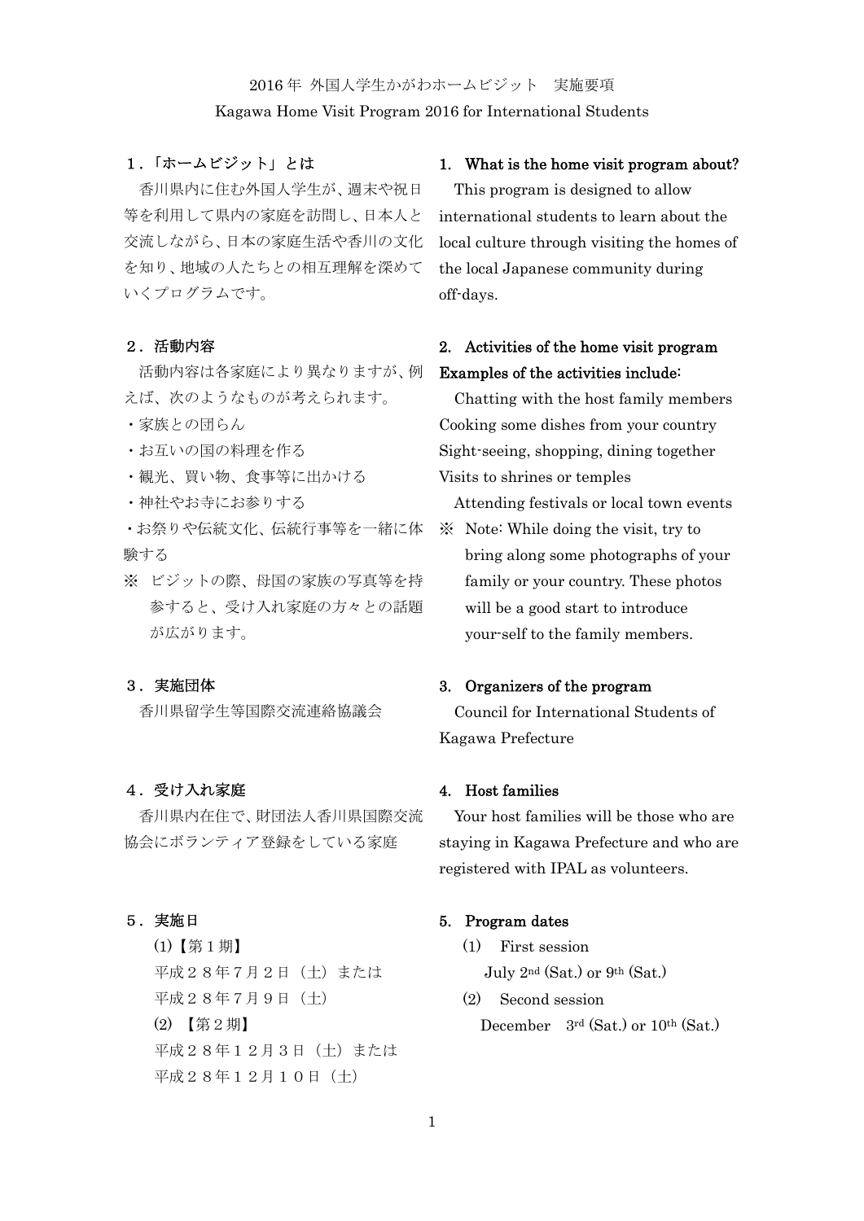# 2016年 外国人学生かがわホームビジット　実施要項
# Kagawa Home Visit Program 2016 for International Students

## １.「ホームビジット」とは

香川県内に住む外国人学生が、週末や祝日等を利用して県内の家庭を訪問し、日本人と交流しながら、日本の家庭生活や香川の文化を知り、地域の人たちとの相互理解を深めていくプログラムです。

## ２. 活動内容

活動内容は各家庭により異なりますが、例えば、次のようなものが考えられます。

・家族との団らん
・お互いの国の料理を作る
・観光、買い物、食事等に出かける
・神社やお寺にお参りする
・お祭りや伝統文化、伝統行事等を一緒に体験する

※ ビジットの際、母国の家族の写真等を持参すると、受け入れ家庭の方々との話題が広がります。

## ３. 実施団体

香川県留学生等国際交流連絡協議会

## ４. 受け入れ家庭

香川県内在住で、財団法人香川県国際交流協会にボランティア登録をしている家庭

## ５. 実施日

(1)【第１期】
平成２８年７月２日（土）または
平成２８年７月９日（土）

(2) 【第２期】
平成２８年１２月３日（土）または
平成２８年１２月１０日（土）

## 1. What is the home visit program about?

This program is designed to allow international students to learn about the local culture through visiting the homes of the local Japanese community during off-days.

## 2. Activities of the home visit program

**Examples of the activities include:**

Chatting with the host family members
Cooking some dishes from your country
Sight-seeing, shopping, dining together
Visits to shrines or temples
Attending festivals or local town events

※ Note: While doing the visit, try to bring along some photographs of your family or your country. These photos will be a good start to introduce your-self to the family members.

## 3. Organizers of the program

Council for International Students of Kagawa Prefecture

## 4. Host families

Your host families will be those who are staying in Kagawa Prefecture and who are registered with IPAL as volunteers.

## 5. Program dates

(1) First session
July 2nd (Sat.) or 9th (Sat.)

(2) Second session
December 3rd (Sat.) or 10th (Sat.)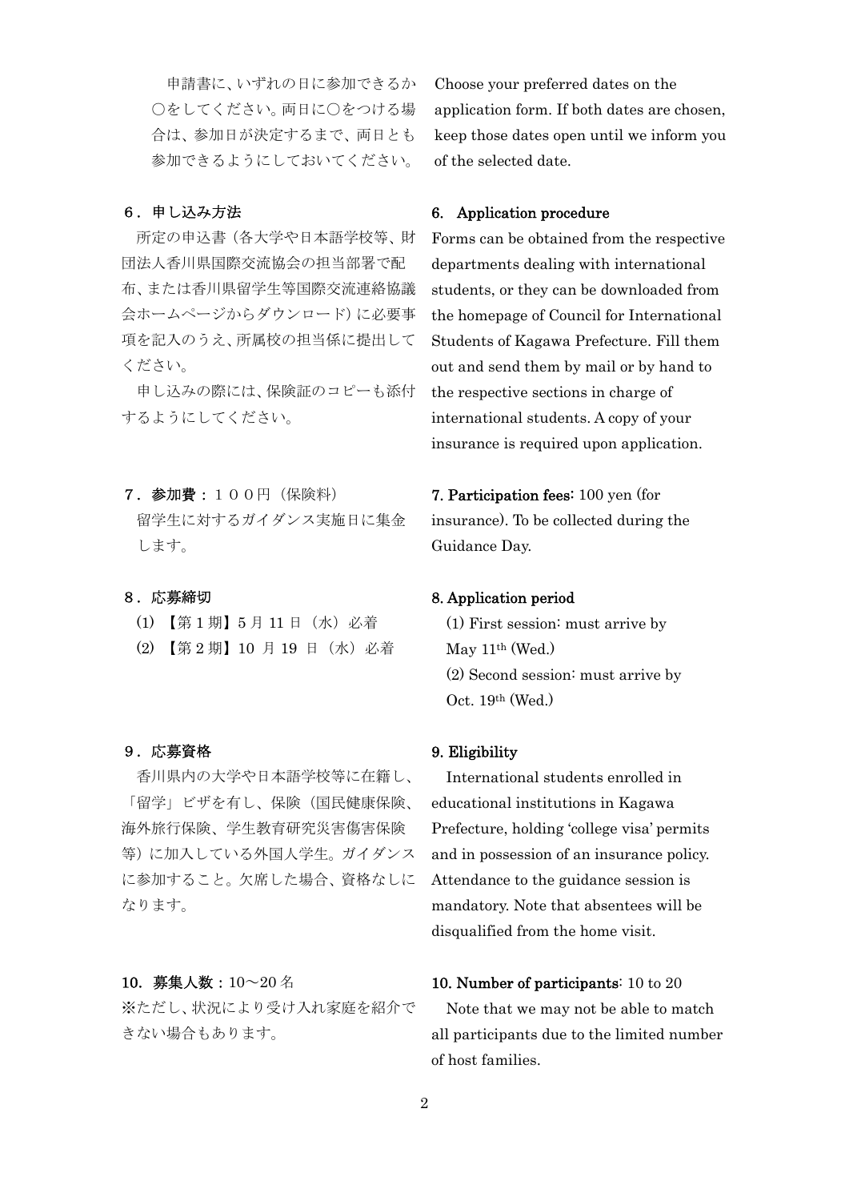申請書に、いずれの日に参加できるか○をしてください。両日に○をつける場合は、参加日が決定するまで、両日とも参加できるようにしておいてください。

Choose your preferred dates on the application form. If both dates are chosen, keep those dates open until we inform you of the selected date.

**６．申し込み方法**

所定の申込書（各大学や日本語学校等、財団法人香川県国際交流協会の担当部署で配布、または香川県留学生等国際交流連絡協議会ホームページからダウンロード）に必要事項を記入のうえ、所属校の担当係に提出してください。

申し込みの際には、保険証のコピーも添付するようにしてください。

**6. Application procedure**

Forms can be obtained from the respective departments dealing with international students, or they can be downloaded from the homepage of Council for International Students of Kagawa Prefecture. Fill them out and send them by mail or by hand to the respective sections in charge of international students. A copy of your insurance is required upon application.

**７．参加費**：１００円（保険料）

留学生に対するガイダンス実施日に集金します。

**7. Participation fees**: 100 yen (for insurance). To be collected during the Guidance Day.

**８．応募締切**

(1) 【第１期】5 月 11 日（水）必着

(2) 【第２期】10 月 19 日（水）必着

**8. Application period**

(1) First session: must arrive by May 11th (Wed.)

(2) Second session: must arrive by Oct. 19th (Wed.)

**９．応募資格**

香川県内の大学や日本語学校等に在籍し、「留学」ビザを有し、保険（国民健康保険、海外旅行保険、学生教育研究災害傷害保険等）に加入している外国人学生。ガイダンスに参加すること。欠席した場合、資格なしになります。

**9. Eligibility**

International students enrolled in educational institutions in Kagawa Prefecture, holding 'college visa' permits and in possession of an insurance policy. Attendance to the guidance session is mandatory. Note that absentees will be disqualified from the home visit.

**10．募集人数**：10～20 名

※ただし、状況により受け入れ家庭を紹介できない場合もあります。

**10. Number of participants**: 10 to 20

Note that we may not be able to match all participants due to the limited number of host families.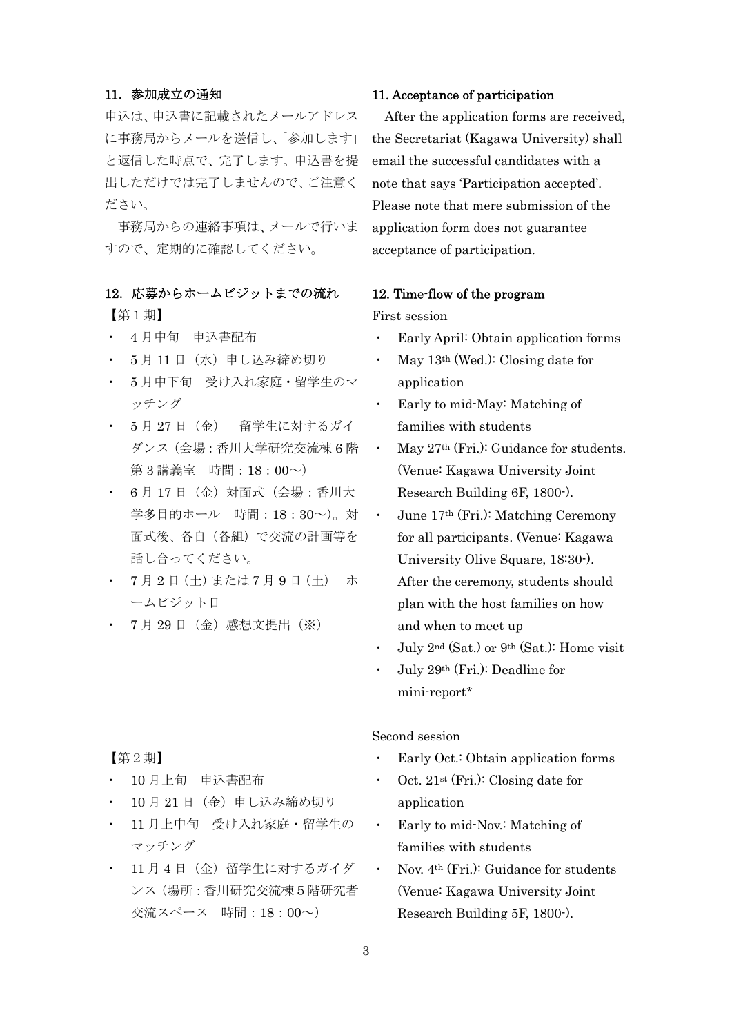## 11. 参加成立の通知

申込は、申込書に記載されたメールアドレスに事務局からメールを送信し、「参加します」と返信した時点で、完了します。申込書を提出しただけでは完了しませんので、ご注意ください。

事務局からの連絡事項は、メールで行いますので、定期的に確認してください。

## 12. 応募からホームビジットまでの流れ

【第 1 期】

- 4 月中旬　申込書配布
- 5 月 11 日（水）申し込み締め切り
- 5 月中下旬　受け入れ家庭・留学生のマッチング
- 5 月 27 日（金）　留学生に対するガイダンス（会場：香川大学研究交流棟 6 階第 3 講義室　時間：18：00～）
- 6 月 17 日（金）対面式（会場：香川大学多目的ホール　時間：18：30～）。対面式後、各自（各組）で交流の計画等を話し合ってください。
- 7 月 2 日（土）または 7 月 9 日（土）　ホームビジット日
- 7 月 29 日（金）感想文提出（※）

【第 2 期】

- 10 月上旬　申込書配布
- 10 月 21 日（金）申し込み締め切り
- 11 月上中旬　受け入れ家庭・留学生のマッチング
- 11 月 4 日（金）留学生に対するガイダンス（場所：香川研究交流棟 5 階研究者交流スペース　時間：18：00～）

## 11. Acceptance of participation

After the application forms are received, the Secretariat (Kagawa University) shall email the successful candidates with a note that says 'Participation accepted'. Please note that mere submission of the application form does not guarantee acceptance of participation.

## 12. Time-flow of the program

First session

- Early April: Obtain application forms
- May 13th (Wed.): Closing date for application
- Early to mid-May: Matching of families with students
- May 27th (Fri.): Guidance for students. (Venue: Kagawa University Joint Research Building 6F, 1800-).
- June 17th (Fri.): Matching Ceremony for all participants. (Venue: Kagawa University Olive Square, 18:30-). After the ceremony, students should plan with the host families on how and when to meet up
- July 2nd (Sat.) or 9th (Sat.): Home visit
- July 29th (Fri.): Deadline for mini-report*

Second session

- Early Oct.: Obtain application forms
- Oct. 21st (Fri.): Closing date for application
- Early to mid-Nov.: Matching of families with students
- Nov. 4th (Fri.): Guidance for students (Venue: Kagawa University Joint Research Building 5F, 1800-).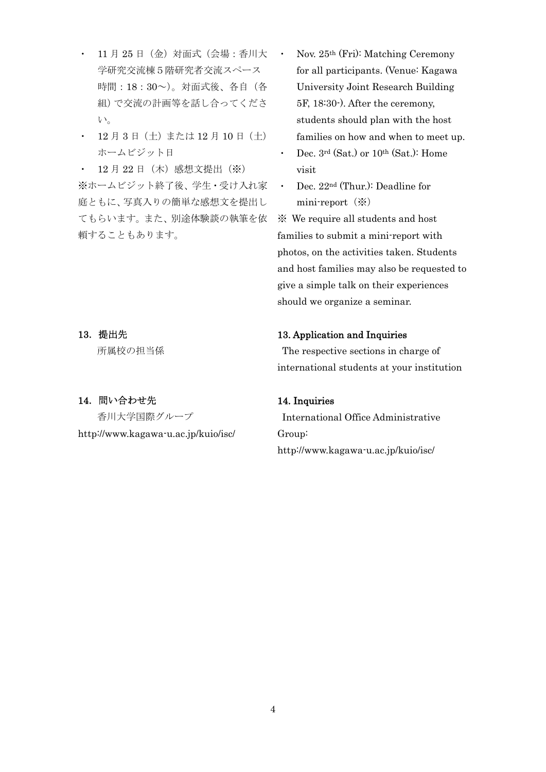- 11 月 25 日（金）対面式（会場：香川大学研究交流棟５階研究者交流スペース　時間：18：30～）。対面式後、各自（各組）で交流の計画等を話し合ってください。
- 12 月 3 日（土）または 12 月 10 日（土）ホームビジット日
- 12 月 22 日（木）感想文提出（※）

※ホームビジット終了後、学生・受け入れ家庭ともに、写真入りの簡単な感想文を提出してもらいます。また、別途体験談の執筆を依頼することもあります。

- Nov. 25th (Fri): Matching Ceremony for all participants. (Venue: Kagawa University Joint Research Building 5F, 18:30-). After the ceremony, students should plan with the host families on how and when to meet up.
- Dec. 3rd (Sat.) or 10th (Sat.): Home visit
- Dec. 22nd (Thur.): Deadline for mini-report（※）

※ We require all students and host families to submit a mini-report with photos, on the activities taken. Students and host families may also be requested to give a simple talk on their experiences should we organize a seminar.

## 13. 提出先

所属校の担当係

## 13. Application and Inquiries

The respective sections in charge of international students at your institution

## 14. 問い合わせ先

香川大学国際グループ
http://www.kagawa-u.ac.jp/kuio/isc/

## 14. Inquiries

International Office Administrative Group:
http://www.kagawa-u.ac.jp/kuio/isc/